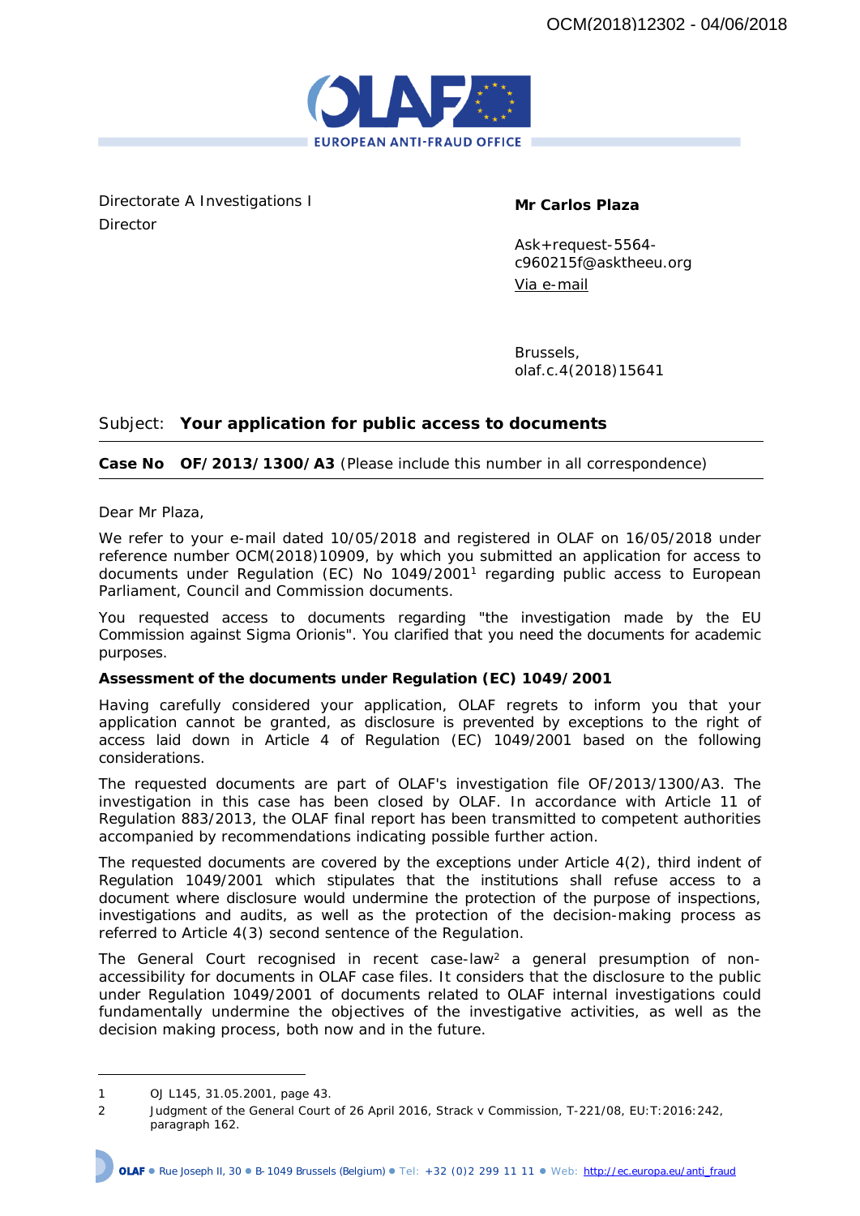OCM(2018)12302 - 04/06/2018

EUROPEAN ANTI-FRAUD OFFICE

Directorate A Investigations I
Director

**Mr Carlos Plaza**

Ask+request-5564-c960215f@asktheeu.org
Via e-mail

Brussels,
olaf.c.4(2018)15641

Subject: **Your application for public access to documents**

**Case No OF/2013/1300/A3** (Please include this number in all correspondence)

Dear Mr Plaza,

We refer to your e-mail dated 10/05/2018 and registered in OLAF on 16/05/2018 under reference number OCM(2018)10909, by which you submitted an application for access to documents under Regulation (EC) No 1049/2001[1] regarding public access to European Parliament, Council and Commission documents.

You requested access to documents regarding "the investigation made by the EU Commission against Sigma Orionis". You clarified that you need the documents for academic purposes.

**Assessment of the documents under Regulation (EC) 1049/2001**

Having carefully considered your application, OLAF regrets to inform you that your application cannot be granted, as disclosure is prevented by exceptions to the right of access laid down in Article 4 of Regulation (EC) 1049/2001 based on the following considerations.

The requested documents are part of OLAF's investigation file OF/2013/1300/A3. The investigation in this case has been closed by OLAF. In accordance with Article 11 of Regulation 883/2013, the OLAF final report has been transmitted to competent authorities accompanied by recommendations indicating possible further action.

The requested documents are covered by the exceptions under Article 4(2), third indent of Regulation 1049/2001 which stipulates that the institutions shall refuse access to a document where disclosure would undermine the protection of the purpose of inspections, investigations and audits, as well as the protection of the decision-making process as referred to Article 4(3) second sentence of the Regulation.

The General Court recognised in recent case-law[2] a general presumption of non-accessibility for documents in OLAF case files. It considers that the disclosure to the public under Regulation 1049/2001 of documents related to OLAF internal investigations could fundamentally undermine the objectives of the investigative activities, as well as the decision making process, both now and in the future.

---

1 OJ L145, 31.05.2001, page 43.

2 Judgment of the General Court of 26 April 2016, Strack v Commission, T-221/08, EU:T:2016:242, paragraph 162.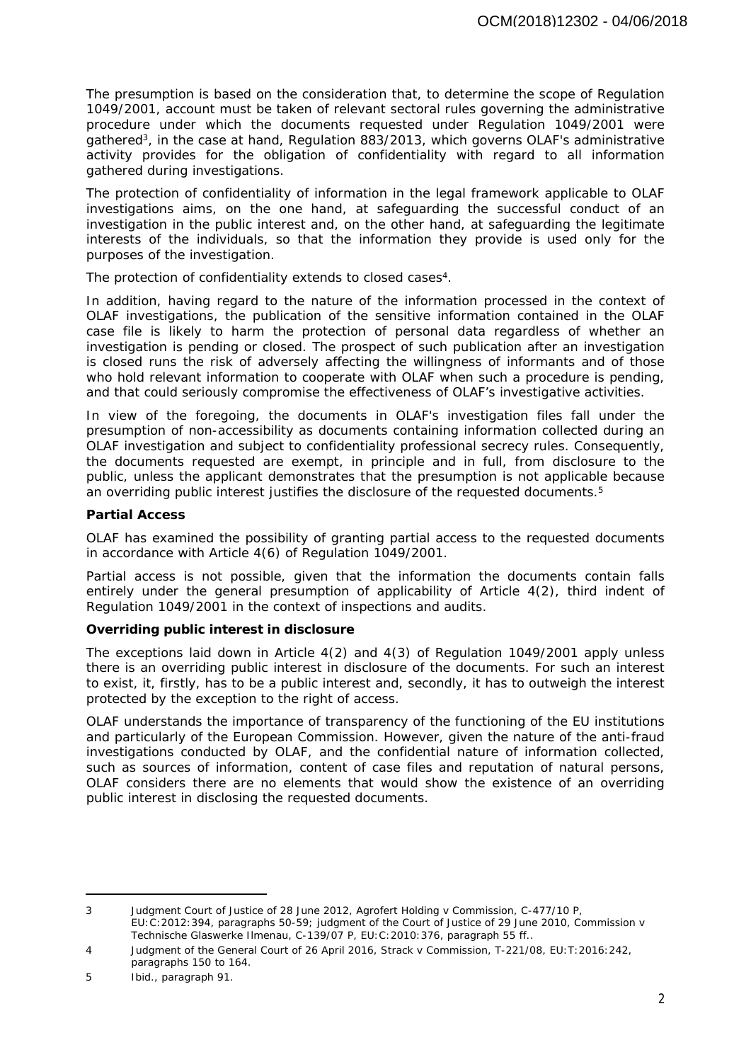The presumption is based on the consideration that, to determine the scope of Regulation 1049/2001, account must be taken of relevant sectoral rules governing the administrative procedure under which the documents requested under Regulation 1049/2001 were gathered[3], in the case at hand, Regulation 883/2013, which governs OLAF's administrative activity provides for the obligation of confidentiality with regard to all information gathered during investigations.

The protection of confidentiality of information in the legal framework applicable to OLAF investigations aims, on the one hand, at safeguarding the successful conduct of an investigation in the public interest and, on the other hand, at safeguarding the legitimate interests of the individuals, so that the information they provide is used only for the purposes of the investigation.

The protection of confidentiality extends to closed cases[4].

In addition, having regard to the nature of the information processed in the context of OLAF investigations, the publication of the sensitive information contained in the OLAF case file is likely to harm the protection of personal data regardless of whether an investigation is pending or closed. The prospect of such publication after an investigation is closed runs the risk of adversely affecting the willingness of informants and of those who hold relevant information to cooperate with OLAF when such a procedure is pending, and that could seriously compromise the effectiveness of OLAF's investigative activities.

In view of the foregoing, the documents in OLAF's investigation files fall under the presumption of non-accessibility as documents containing information collected during an OLAF investigation and subject to confidentiality professional secrecy rules. Consequently, the documents requested are exempt, in principle and in full, from disclosure to the public, unless the applicant demonstrates that the presumption is not applicable because an overriding public interest justifies the disclosure of the requested documents.[5]

**Partial Access**

OLAF has examined the possibility of granting partial access to the requested documents in accordance with Article 4(6) of Regulation 1049/2001.

Partial access is not possible, given that the information the documents contain falls entirely under the general presumption of applicability of Article 4(2), third indent of Regulation 1049/2001 in the context of inspections and audits.

**Overriding public interest in disclosure**

The exceptions laid down in Article 4(2) and 4(3) of Regulation 1049/2001 apply unless there is an overriding public interest in disclosure of the documents. For such an interest to exist, it, firstly, has to be a public interest and, secondly, it has to outweigh the interest protected by the exception to the right of access.

OLAF understands the importance of transparency of the functioning of the EU institutions and particularly of the European Commission. However, given the nature of the anti-fraud investigations conducted by OLAF, and the confidential nature of information collected, such as sources of information, content of case files and reputation of natural persons, OLAF considers there are no elements that would show the existence of an overriding public interest in disclosing the requested documents.

---

3 Judgment Court of Justice of 28 June 2012, Agrofert Holding v Commission, C-477/10 P, EU:C:2012:394, paragraphs 50-59; judgment of the Court of Justice of 29 June 2010, Commission v Technische Glaswerke Ilmenau, C-139/07 P, EU:C:2010:376, paragraph 55 ff..

4 Judgment of the General Court of 26 April 2016, Strack v Commission, T-221/08, EU:T:2016:242, paragraphs 150 to 164.

5 Ibid., paragraph 91.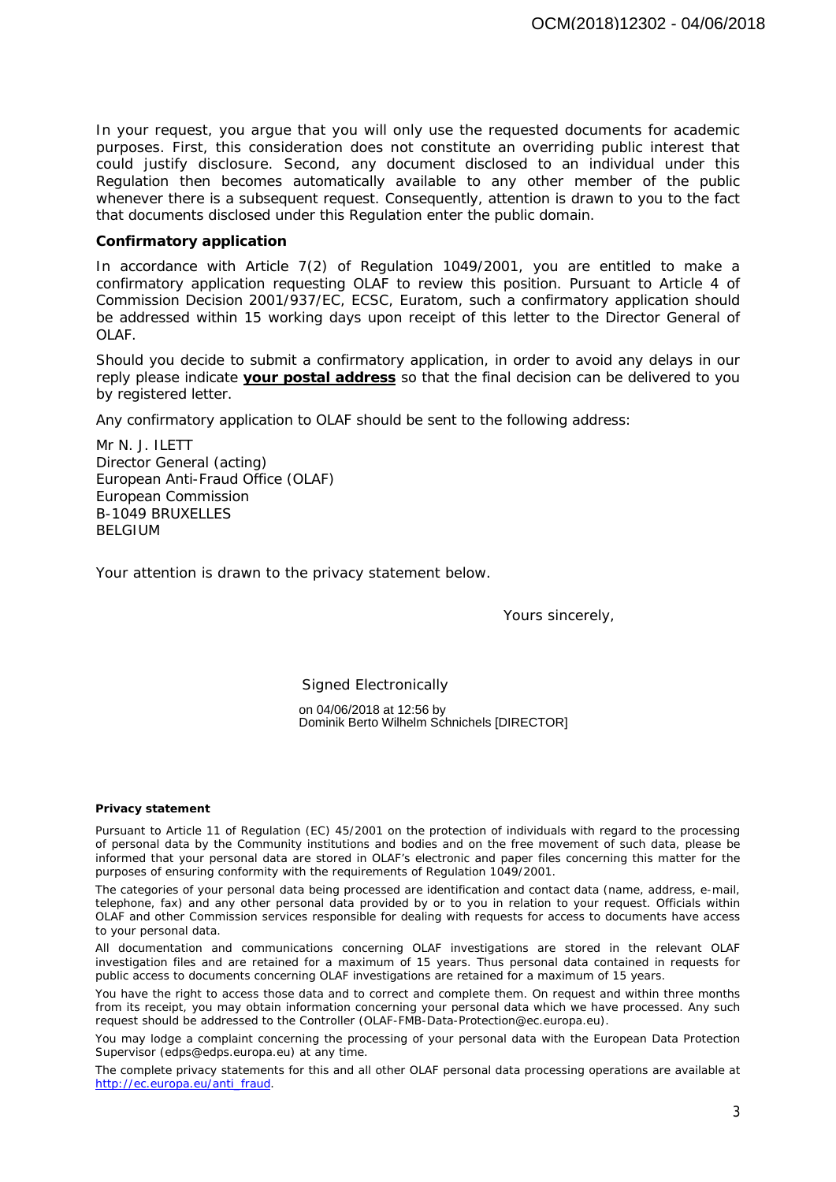In your request, you argue that you will only use the requested documents for academic purposes. First, this consideration does not constitute an overriding public interest that could justify disclosure. Second, any document disclosed to an individual under this Regulation then becomes automatically available to any other member of the public whenever there is a subsequent request. Consequently, attention is drawn to you to the fact that documents disclosed under this Regulation enter the public domain.

**Confirmatory application**

In accordance with Article 7(2) of Regulation 1049/2001, you are entitled to make a confirmatory application requesting OLAF to review this position. Pursuant to Article 4 of Commission Decision 2001/937/EC, ECSC, Euratom, such a confirmatory application should be addressed within 15 working days upon receipt of this letter to the Director General of OLAF.

Should you decide to submit a confirmatory application, in order to avoid any delays in our reply please indicate **your postal address** so that the final decision can be delivered to you by registered letter.

Any confirmatory application to OLAF should be sent to the following address:

Mr N. J. ILETT
Director General (acting)
European Anti-Fraud Office (OLAF)
European Commission
B-1049 BRUXELLES
BELGIUM

Your attention is drawn to the privacy statement below.

Yours sincerely,

Signed Electronically

on 04/06/2018 at 12:56 by
Dominik Berto Wilhelm Schnichels [DIRECTOR]

**Privacy statement**

Pursuant to Article 11 of Regulation (EC) 45/2001 on the protection of individuals with regard to the processing of personal data by the Community institutions and bodies and on the free movement of such data, please be informed that your personal data are stored in OLAF's electronic and paper files concerning this matter for the purposes of ensuring conformity with the requirements of Regulation 1049/2001.

The categories of your personal data being processed are identification and contact data (name, address, e-mail, telephone, fax) and any other personal data provided by or to you in relation to your request. Officials within OLAF and other Commission services responsible for dealing with requests for access to documents have access to your personal data.

All documentation and communications concerning OLAF investigations are stored in the relevant OLAF investigation files and are retained for a maximum of 15 years. Thus personal data contained in requests for public access to documents concerning OLAF investigations are retained for a maximum of 15 years.

You have the right to access those data and to correct and complete them. On request and within three months from its receipt, you may obtain information concerning your personal data which we have processed. Any such request should be addressed to the Controller (OLAF-FMB-Data-Protection@ec.europa.eu).

You may lodge a complaint concerning the processing of your personal data with the European Data Protection Supervisor (edps@edps.europa.eu) at any time.

The complete privacy statements for this and all other OLAF personal data processing operations are available at http://ec.europa.eu/anti_fraud.